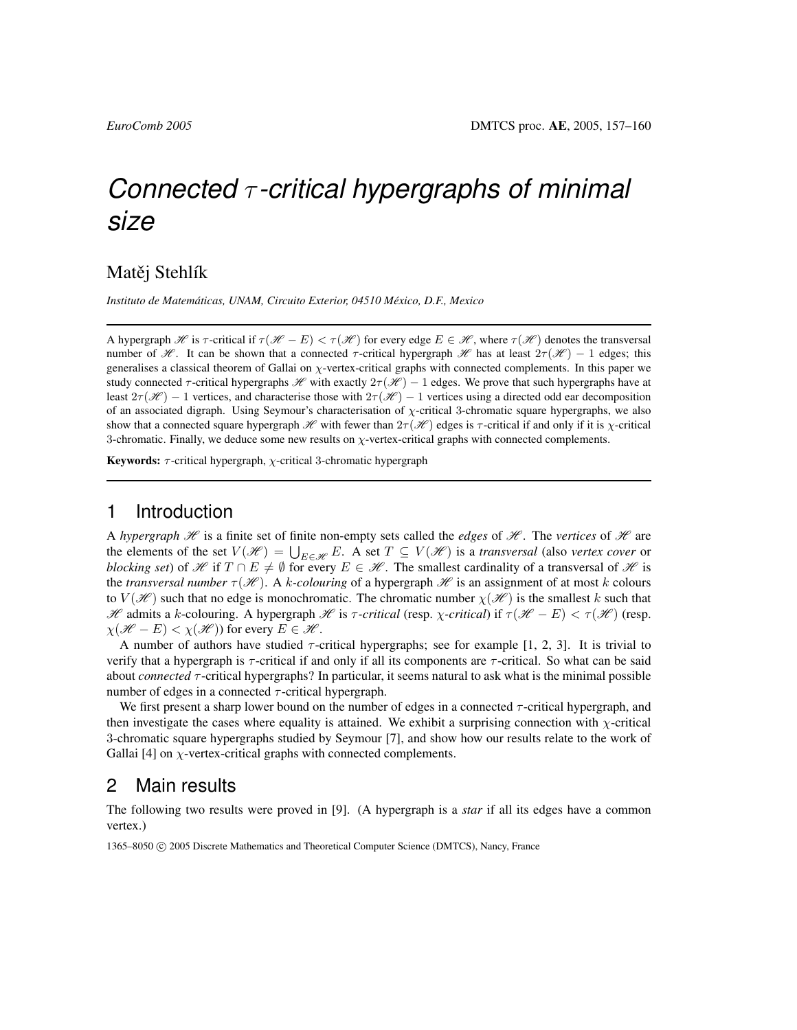# *Connected $\tau$-critical hypergraphs of minimal size*

Matěj Stehlík

*Instituto de Matemáticas, UNAM, Circuito Exterior, 04510 México, D.F., Mexico*

---

A hypergraph $\mathscr{H}$ is $\tau$-critical if $\tau(\mathscr{H} - E) < \tau(\mathscr{H})$ for every edge $E \in \mathscr{H}$, where $\tau(\mathscr{H})$ denotes the transversal number of $\mathscr{H}$. It can be shown that a connected $\tau$-critical hypergraph $\mathscr{H}$ has at least $2\tau(\mathscr{H}) - 1$ edges; this generalises a classical theorem of Gallai on $\chi$-vertex-critical graphs with connected complements. In this paper we study connected $\tau$-critical hypergraphs $\mathscr{H}$ with exactly $2\tau(\mathscr{H}) - 1$ edges. We prove that such hypergraphs have at least $2\tau(\mathscr{H}) - 1$ vertices, and characterise those with $2\tau(\mathscr{H}) - 1$ vertices using a directed odd ear decomposition of an associated digraph. Using Seymour's characterisation of $\chi$-critical 3-chromatic square hypergraphs, we also show that a connected square hypergraph $\mathscr{H}$ with fewer than $2\tau(\mathscr{H})$ edges is $\tau$-critical if and only if it is $\chi$-critical 3-chromatic. Finally, we deduce some new results on $\chi$-vertex-critical graphs with connected complements.

**Keywords:** $\tau$-critical hypergraph, $\chi$-critical 3-chromatic hypergraph

---

## 1 Introduction

A *hypergraph* $\mathscr{H}$ is a finite set of finite non-empty sets called the *edges* of $\mathscr{H}$. The *vertices* of $\mathscr{H}$ are the elements of the set $V(\mathscr{H}) = \bigcup_{E \in \mathscr{H}} E$. A set $T \subseteq V(\mathscr{H})$ is a *transversal* (also *vertex cover* or *blocking set*) of $\mathscr{H}$ if $T \cap E \neq \emptyset$ for every $E \in \mathscr{H}$. The smallest cardinality of a transversal of $\mathscr{H}$ is the *transversal number* $\tau(\mathscr{H})$. A *k-colouring* of a hypergraph $\mathscr{H}$ is an assignment of at most $k$ colours to $V(\mathscr{H})$ such that no edge is monochromatic. The chromatic number $\chi(\mathscr{H})$ is the smallest $k$ such that $\mathscr{H}$ admits a $k$-colouring. A hypergraph $\mathscr{H}$ is *$\tau$-critical* (resp. *$\chi$-critical*) if $\tau(\mathscr{H} - E) < \tau(\mathscr{H})$ (resp. $\chi(\mathscr{H} - E) < \chi(\mathscr{H})$) for every $E \in \mathscr{H}$.

A number of authors have studied $\tau$-critical hypergraphs; see for example [1, 2, 3]. It is trivial to verify that a hypergraph is $\tau$-critical if and only if all its components are $\tau$-critical. So what can be said about *connected* $\tau$-critical hypergraphs? In particular, it seems natural to ask what is the minimal possible number of edges in a connected $\tau$-critical hypergraph.

We first present a sharp lower bound on the number of edges in a connected $\tau$-critical hypergraph, and then investigate the cases where equality is attained. We exhibit a surprising connection with $\chi$-critical 3-chromatic square hypergraphs studied by Seymour [7], and show how our results relate to the work of Gallai [4] on $\chi$-vertex-critical graphs with connected complements.

## 2 Main results

The following two results were proved in [9]. (A hypergraph is a *star* if all its edges have a common vertex.)

1365–8050 © 2005 Discrete Mathematics and Theoretical Computer Science (DMTCS), Nancy, France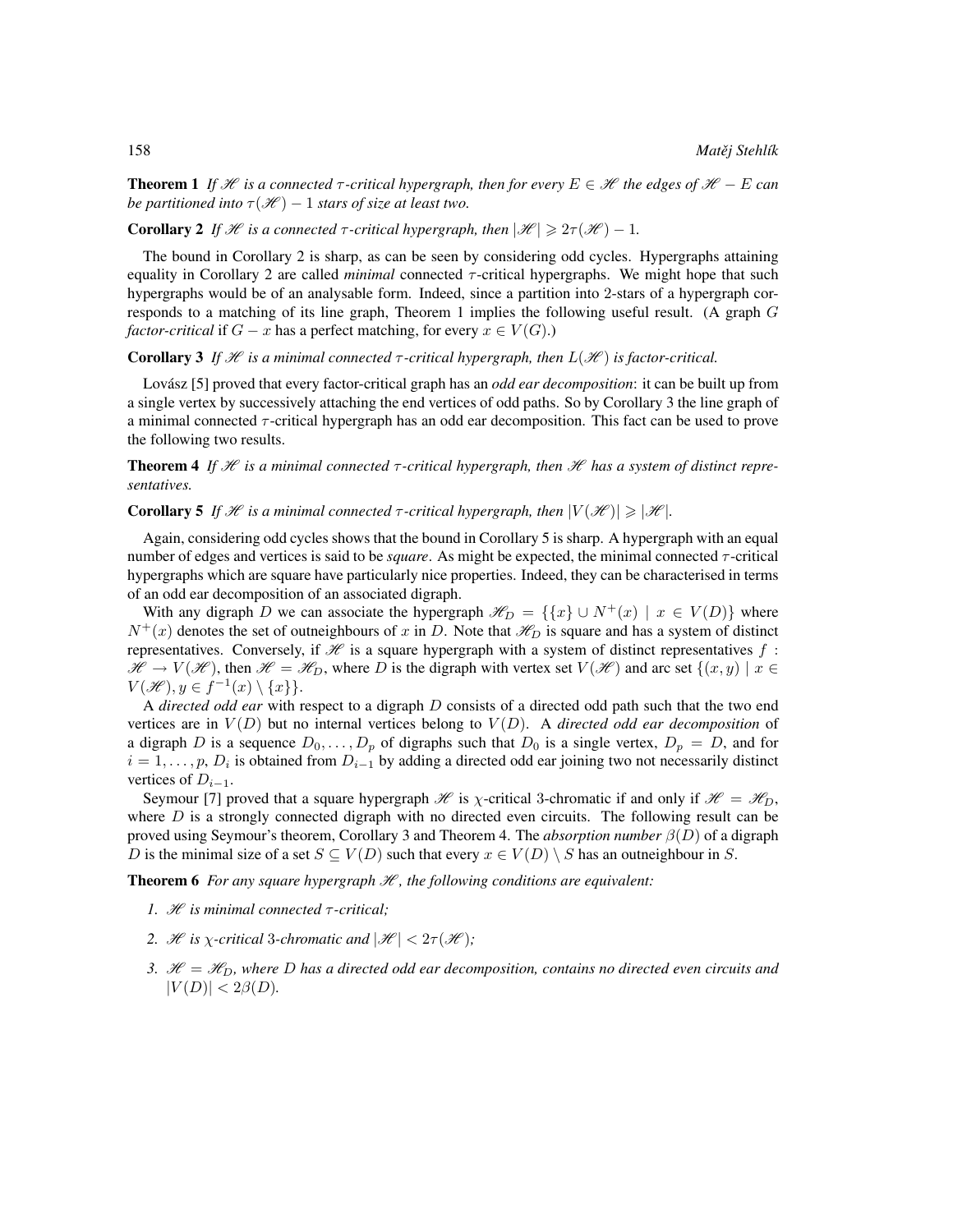**Theorem 1** *If $\mathscr{H}$ is a connected $\tau$-critical hypergraph, then for every $E \in \mathscr{H}$ the edges of $\mathscr{H} - E$ can be partitioned into $\tau(\mathscr{H}) - 1$ stars of size at least two.*

**Corollary 2** *If $\mathscr{H}$ is a connected $\tau$-critical hypergraph, then $|\mathscr{H}| \geqslant 2\tau(\mathscr{H}) - 1$.*

The bound in Corollary 2 is sharp, as can be seen by considering odd cycles. Hypergraphs attaining equality in Corollary 2 are called *minimal* connected $\tau$-critical hypergraphs. We might hope that such hypergraphs would be of an analysable form. Indeed, since a partition into 2-stars of a hypergraph corresponds to a matching of its line graph, Theorem 1 implies the following useful result. (A graph $G$ *factor-critical* if $G - x$ has a perfect matching, for every $x \in V(G)$.)

**Corollary 3** *If $\mathscr{H}$ is a minimal connected $\tau$-critical hypergraph, then $L(\mathscr{H})$ is factor-critical.*

Lovász [5] proved that every factor-critical graph has an *odd ear decomposition*: it can be built up from a single vertex by successively attaching the end vertices of odd paths. So by Corollary 3 the line graph of a minimal connected $\tau$-critical hypergraph has an odd ear decomposition. This fact can be used to prove the following two results.

**Theorem 4** *If $\mathscr{H}$ is a minimal connected $\tau$-critical hypergraph, then $\mathscr{H}$ has a system of distinct representatives.*

**Corollary 5** *If $\mathscr{H}$ is a minimal connected $\tau$-critical hypergraph, then $|V(\mathscr{H})| \geqslant |\mathscr{H}|$.*

Again, considering odd cycles shows that the bound in Corollary 5 is sharp. A hypergraph with an equal number of edges and vertices is said to be *square*. As might be expected, the minimal connected $\tau$-critical hypergraphs which are square have particularly nice properties. Indeed, they can be characterised in terms of an odd ear decomposition of an associated digraph.

With any digraph $D$ we can associate the hypergraph $\mathscr{H}_D = \{\{x\} \cup N^+(x) \mid x \in V(D)\}$ where $N^+(x)$ denotes the set of outneighbours of $x$ in $D$. Note that $\mathscr{H}_D$ is square and has a system of distinct representatives. Conversely, if $\mathscr{H}$ is a square hypergraph with a system of distinct representatives $f : \mathscr{H} \to V(\mathscr{H})$, then $\mathscr{H} = \mathscr{H}_D$, where $D$ is the digraph with vertex set $V(\mathscr{H})$ and arc set $\{(x, y) \mid x \in V(\mathscr{H}), y \in f^{-1}(x) \setminus \{x\}\}$.

A *directed odd ear* with respect to a digraph $D$ consists of a directed odd path such that the two end vertices are in $V(D)$ but no internal vertices belong to $V(D)$. A *directed odd ear decomposition* of a digraph $D$ is a sequence $D_0, \ldots, D_p$ of digraphs such that $D_0$ is a single vertex, $D_p = D$, and for $i = 1, \ldots, p$, $D_i$ is obtained from $D_{i-1}$ by adding a directed odd ear joining two not necessarily distinct vertices of $D_{i-1}$.

Seymour [7] proved that a square hypergraph $\mathscr{H}$ is $\chi$-critical 3-chromatic if and only if $\mathscr{H} = \mathscr{H}_D$, where $D$ is a strongly connected digraph with no directed even circuits. The following result can be proved using Seymour's theorem, Corollary 3 and Theorem 4. The *absorption number* $\beta(D)$ of a digraph $D$ is the minimal size of a set $S \subseteq V(D)$ such that every $x \in V(D) \setminus S$ has an outneighbour in $S$.

**Theorem 6** *For any square hypergraph $\mathscr{H}$, the following conditions are equivalent:*

1. *$\mathscr{H}$ is minimal connected $\tau$-critical;*
2. *$\mathscr{H}$ is $\chi$-critical 3-chromatic and $|\mathscr{H}| < 2\tau(\mathscr{H})$;*
3. *$\mathscr{H} = \mathscr{H}_D$, where $D$ has a directed odd ear decomposition, contains no directed even circuits and $|V(D)| < 2\beta(D)$.*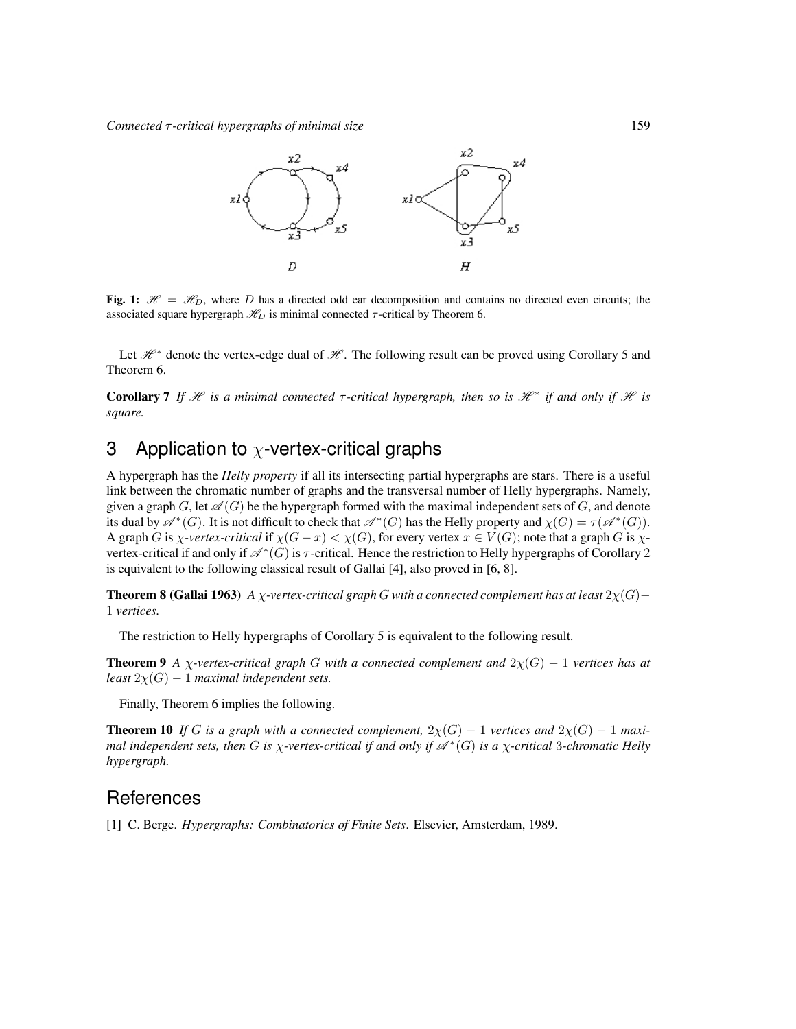**Fig. 1:** $\mathscr{H} = \mathscr{H}_D$, where $D$ has a directed odd ear decomposition and contains no directed even circuits; the associated square hypergraph $\mathscr{H}_D$ is minimal connected $\tau$-critical by Theorem 6.

Let $\mathscr{H}^*$ denote the vertex-edge dual of $\mathscr{H}$. The following result can be proved using Corollary 5 and Theorem 6.

**Corollary 7** *If $\mathscr{H}$ is a minimal connected $\tau$-critical hypergraph, then so is $\mathscr{H}^*$ if and only if $\mathscr{H}$ is square.*

## 3 Application to $\chi$-vertex-critical graphs

A hypergraph has the *Helly property* if all its intersecting partial hypergraphs are stars. There is a useful link between the chromatic number of graphs and the transversal number of Helly hypergraphs. Namely, given a graph $G$, let $\mathscr{A}(G)$ be the hypergraph formed with the maximal independent sets of $G$, and denote its dual by $\mathscr{A}^*(G)$. It is not difficult to check that $\mathscr{A}^*(G)$ has the Helly property and $\chi(G) = \tau(\mathscr{A}^*(G))$. A graph $G$ is *$\chi$-vertex-critical* if $\chi(G - x) < \chi(G)$, for every vertex $x \in V(G)$; note that a graph $G$ is $\chi$-vertex-critical if and only if $\mathscr{A}^*(G)$ is $\tau$-critical. Hence the restriction to Helly hypergraphs of Corollary 2 is equivalent to the following classical result of Gallai [4], also proved in [6, 8].

**Theorem 8 (Gallai 1963)** *A $\chi$-vertex-critical graph $G$ with a connected complement has at least $2\chi(G) - 1$ vertices.*

The restriction to Helly hypergraphs of Corollary 5 is equivalent to the following result.

**Theorem 9** *A $\chi$-vertex-critical graph $G$ with a connected complement and $2\chi(G) - 1$ vertices has at least $2\chi(G) - 1$ maximal independent sets.*

Finally, Theorem 6 implies the following.

**Theorem 10** *If $G$ is a graph with a connected complement, $2\chi(G) - 1$ vertices and $2\chi(G) - 1$ maximal independent sets, then $G$ is $\chi$-vertex-critical if and only if $\mathscr{A}^*(G)$ is a $\chi$-critical 3-chromatic Helly hypergraph.*

## References

[1] C. Berge. *Hypergraphs: Combinatorics of Finite Sets*. Elsevier, Amsterdam, 1989.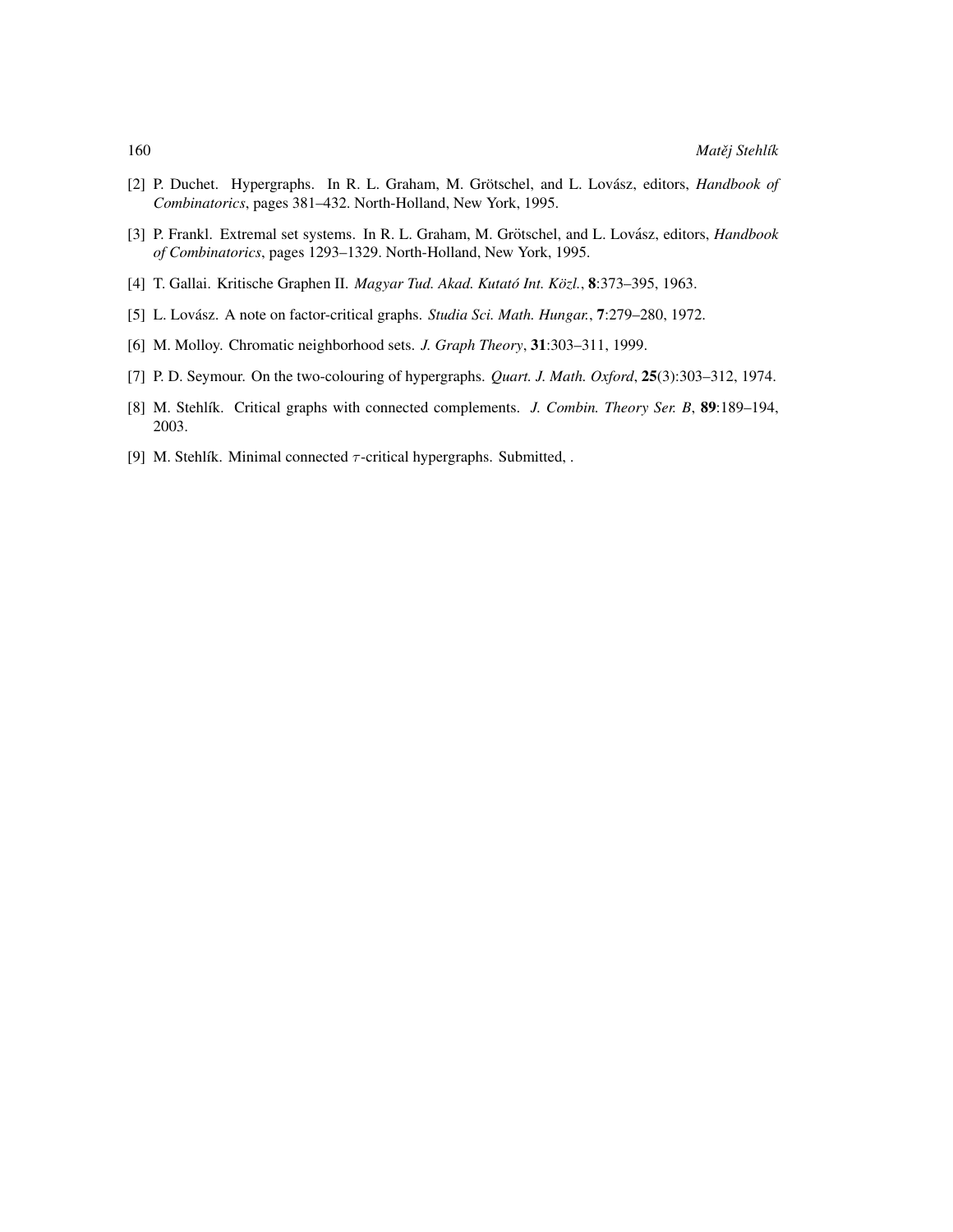[2] P. Duchet. Hypergraphs. In R. L. Graham, M. Grötschel, and L. Lovász, editors, *Handbook of Combinatorics*, pages 381–432. North-Holland, New York, 1995.

[3] P. Frankl. Extremal set systems. In R. L. Graham, M. Grötschel, and L. Lovász, editors, *Handbook of Combinatorics*, pages 1293–1329. North-Holland, New York, 1995.

[4] T. Gallai. Kritische Graphen II. *Magyar Tud. Akad. Kutató Int. Közl.*, **8**:373–395, 1963.

[5] L. Lovász. A note on factor-critical graphs. *Studia Sci. Math. Hungar.*, **7**:279–280, 1972.

[6] M. Molloy. Chromatic neighborhood sets. *J. Graph Theory*, **31**:303–311, 1999.

[7] P. D. Seymour. On the two-colouring of hypergraphs. *Quart. J. Math. Oxford*, **25**(3):303–312, 1974.

[8] M. Stehlík. Critical graphs with connected complements. *J. Combin. Theory Ser. B*, **89**:189–194, 2003.

[9] M. Stehlík. Minimal connected $\tau$-critical hypergraphs. Submitted, .